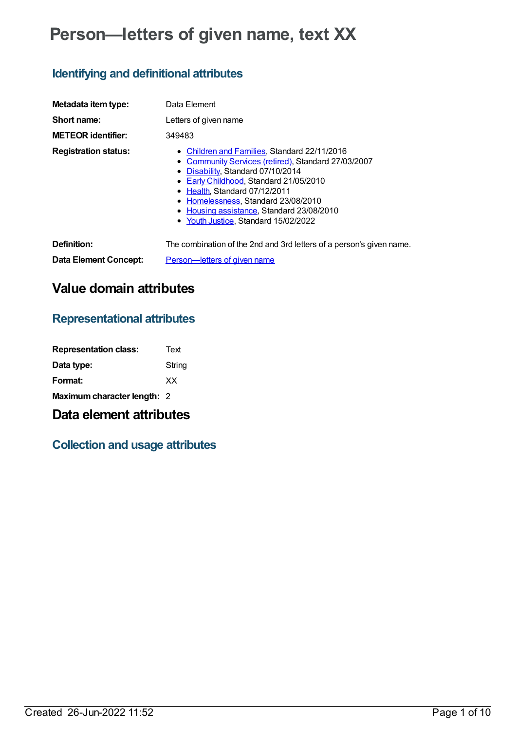# Person—letters of given name, text XX

## Identifying and definitional attributes

**Metadata item type:** Data Element

**Short name:** Letters of given name

**METEOR identifier:** 349483

**Registration status:**

- Children and Families, Standard 22/11/2016
- Community Services (retired), Standard 27/03/2007
- Disability, Standard 07/10/2014
- Early Childhood, Standard 21/05/2010
- Health, Standard 07/12/2011
- Homelessness, Standard 23/08/2010
- Housing assistance, Standard 23/08/2010
- Youth Justice, Standard 15/02/2022

**Definition:** The combination of the 2nd and 3rd letters of a person's given name.

**Data Element Concept:** Person—letters of given name

# Value domain attributes

## Representational attributes

**Representation class:** Text

**Data type:** String

**Format:** XX

**Maximum character length:** 2

# Data element attributes

## Collection and usage attributes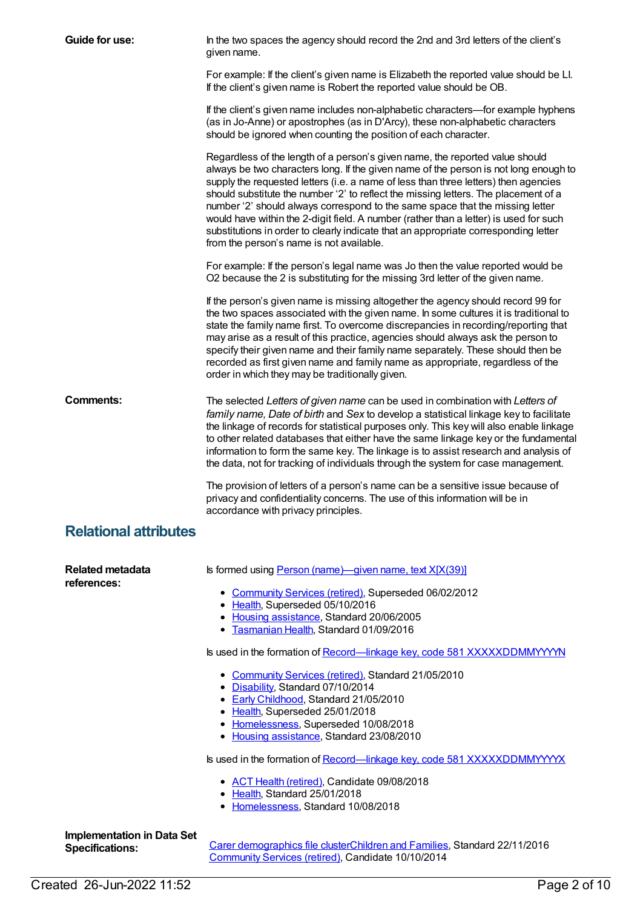**Guide for use:**

In the two spaces the agency should record the 2nd and 3rd letters of the client's given name.

For example: If the client's given name is Elizabeth the reported value should be LI. If the client's given name is Robert the reported value should be OB.

If the client's given name includes non-alphabetic characters—for example hyphens (as in Jo-Anne) or apostrophes (as in D'Arcy), these non-alphabetic characters should be ignored when counting the position of each character.

Regardless of the length of a person's given name, the reported value should always be two characters long. If the given name of the person is not long enough to supply the requested letters (i.e. a name of less than three letters) then agencies should substitute the number '2' to reflect the missing letters. The placement of a number '2' should always correspond to the same space that the missing letter would have within the 2-digit field. A number (rather than a letter) is used for such substitutions in order to clearly indicate that an appropriate corresponding letter from the person's name is not available.

For example: If the person's legal name was Jo then the value reported would be O2 because the 2 is substituting for the missing 3rd letter of the given name.

If the person's given name is missing altogether the agency should record 99 for the two spaces associated with the given name. In some cultures it is traditional to state the family name first. To overcome discrepancies in recording/reporting that may arise as a result of this practice, agencies should always ask the person to specify their given name and their family name separately. These should then be recorded as first given name and family name as appropriate, regardless of the order in which they may be traditionally given.

**Comments:**

The selected *Letters of given name* can be used in combination with *Letters of family name, Date of birth* and *Sex* to develop a statistical linkage key to facilitate the linkage of records for statistical purposes only. This key will also enable linkage to other related databases that either have the same linkage key or the fundamental information to form the same key. The linkage is to assist research and analysis of the data, not for tracking of individuals through the system for case management.

The provision of letters of a person's name can be a sensitive issue because of privacy and confidentiality concerns. The use of this information will be in accordance with privacy principles.

## Relational attributes

**Related metadata references:**

Is formed using Person (name)—given name, text X[X(39)]

- Community Services (retired), Superseded 06/02/2012
- Health, Superseded 05/10/2016
- Housing assistance, Standard 20/06/2005
- Tasmanian Health, Standard 01/09/2016

Is used in the formation of Record—linkage key, code 581 XXXXXDDMMYYYYN

- Community Services (retired), Standard 21/05/2010
- Disability, Standard 07/10/2014
- Early Childhood, Standard 21/05/2010
- Health, Superseded 25/01/2018
- Homelessness, Superseded 10/08/2018
- Housing assistance, Standard 23/08/2010

Is used in the formation of Record—linkage key, code 581 XXXXXDDMMYYYYX

- ACT Health (retired), Candidate 09/08/2018
- Health, Standard 25/01/2018
- Homelessness, Standard 10/08/2018

**Implementation in Data Set Specifications:**

Carer demographics file clusterChildren and Families, Standard 22/11/2016
Community Services (retired), Candidate 10/10/2014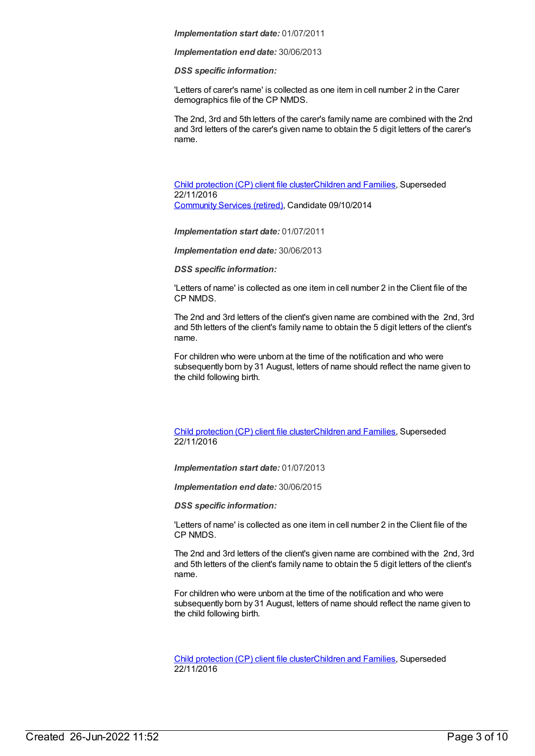***Implementation start date:*** 01/07/2011

***Implementation end date:*** 30/06/2013

***DSS specific information:***

'Letters of carer's name' is collected as one item in cell number 2 in the Carer demographics file of the CP NMDS.

The 2nd, 3rd and 5th letters of the carer's family name are combined with the 2nd and 3rd letters of the carer's given name to obtain the 5 digit letters of the carer's name.

Child protection (CP) client file clusterChildren and Families, Superseded 22/11/2016
Community Services (retired), Candidate 09/10/2014

***Implementation start date:*** 01/07/2011

***Implementation end date:*** 30/06/2013

***DSS specific information:***

'Letters of name' is collected as one item in cell number 2 in the Client file of the CP NMDS.

The 2nd and 3rd letters of the client's given name are combined with the 2nd, 3rd and 5th letters of the client's family name to obtain the 5 digit letters of the client's name.

For children who were unborn at the time of the notification and who were subsequently born by 31 August, letters of name should reflect the name given to the child following birth.

Child protection (CP) client file clusterChildren and Families, Superseded 22/11/2016

***Implementation start date:*** 01/07/2013

***Implementation end date:*** 30/06/2015

***DSS specific information:***

'Letters of name' is collected as one item in cell number 2 in the Client file of the CP NMDS.

The 2nd and 3rd letters of the client's given name are combined with the 2nd, 3rd and 5th letters of the client's family name to obtain the 5 digit letters of the client's name.

For children who were unborn at the time of the notification and who were subsequently born by 31 August, letters of name should reflect the name given to the child following birth.

Child protection (CP) client file clusterChildren and Families, Superseded 22/11/2016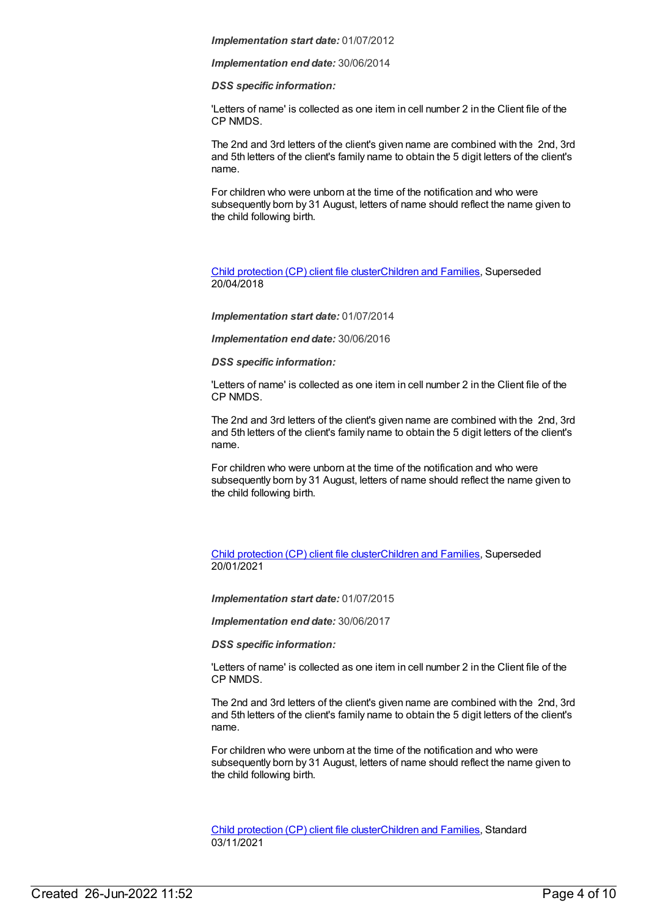***Implementation start date:*** 01/07/2012

***Implementation end date:*** 30/06/2014

***DSS specific information:***

'Letters of name' is collected as one item in cell number 2 in the Client file of the CP NMDS.

The 2nd and 3rd letters of the client's given name are combined with the 2nd, 3rd and 5th letters of the client's family name to obtain the 5 digit letters of the client's name.

For children who were unborn at the time of the notification and who were subsequently born by 31 August, letters of name should reflect the name given to the child following birth.

Child protection (CP) client file clusterChildren and Families, Superseded 20/04/2018

***Implementation start date:*** 01/07/2014

***Implementation end date:*** 30/06/2016

***DSS specific information:***

'Letters of name' is collected as one item in cell number 2 in the Client file of the CP NMDS.

The 2nd and 3rd letters of the client's given name are combined with the 2nd, 3rd and 5th letters of the client's family name to obtain the 5 digit letters of the client's name.

For children who were unborn at the time of the notification and who were subsequently born by 31 August, letters of name should reflect the name given to the child following birth.

Child protection (CP) client file clusterChildren and Families, Superseded 20/01/2021

***Implementation start date:*** 01/07/2015

***Implementation end date:*** 30/06/2017

***DSS specific information:***

'Letters of name' is collected as one item in cell number 2 in the Client file of the CP NMDS.

The 2nd and 3rd letters of the client's given name are combined with the 2nd, 3rd and 5th letters of the client's family name to obtain the 5 digit letters of the client's name.

For children who were unborn at the time of the notification and who were subsequently born by 31 August, letters of name should reflect the name given to the child following birth.

Child protection (CP) client file clusterChildren and Families, Standard 03/11/2021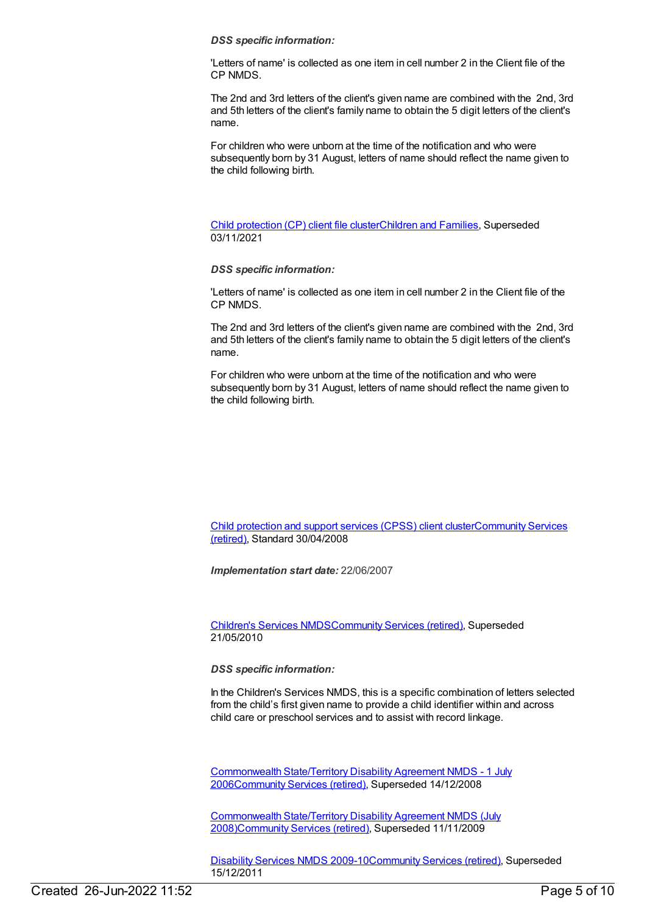***DSS specific information:***

'Letters of name' is collected as one item in cell number 2 in the Client file of the CP NMDS.

The 2nd and 3rd letters of the client's given name are combined with the 2nd, 3rd and 5th letters of the client's family name to obtain the 5 digit letters of the client's name.

For children who were unborn at the time of the notification and who were subsequently born by 31 August, letters of name should reflect the name given to the child following birth.

[Child protection (CP) client file clusterChildren and Families](), Superseded 03/11/2021

***DSS specific information:***

'Letters of name' is collected as one item in cell number 2 in the Client file of the CP NMDS.

The 2nd and 3rd letters of the client's given name are combined with the 2nd, 3rd and 5th letters of the client's family name to obtain the 5 digit letters of the client's name.

For children who were unborn at the time of the notification and who were subsequently born by 31 August, letters of name should reflect the name given to the child following birth.

[Child protection and support services (CPSS) client clusterCommunity Services (retired)](), Standard 30/04/2008

***Implementation start date:*** 22/06/2007

[Children's Services NMDSCommunity Services (retired)](), Superseded 21/05/2010

***DSS specific information:***

In the Children's Services NMDS, this is a specific combination of letters selected from the child's first given name to provide a child identifier within and across child care or preschool services and to assist with record linkage.

[Commonwealth State/Territory Disability Agreement NMDS - 1 July 2006Community Services (retired)](), Superseded 14/12/2008

[Commonwealth State/Territory Disability Agreement NMDS (July 2008)Community Services (retired)](), Superseded 11/11/2009

[Disability Services NMDS 2009-10Community Services (retired)](), Superseded 15/12/2011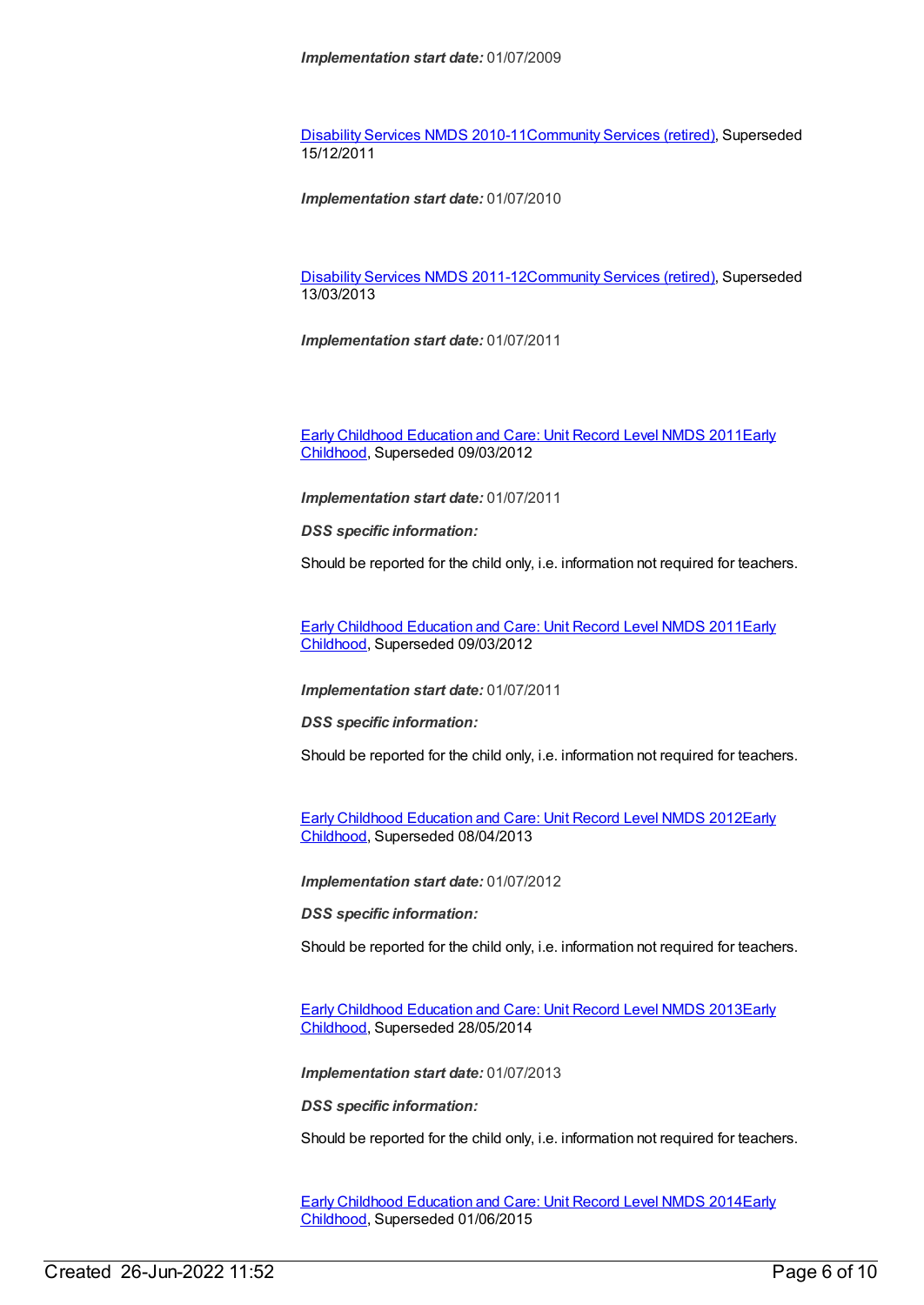***Implementation start date:*** 01/07/2009

Disability Services NMDS 2010-11Community Services (retired), Superseded 15/12/2011

***Implementation start date:*** 01/07/2010

Disability Services NMDS 2011-12Community Services (retired), Superseded 13/03/2013

***Implementation start date:*** 01/07/2011

Early Childhood Education and Care: Unit Record Level NMDS 2011Early Childhood, Superseded 09/03/2012

***Implementation start date:*** 01/07/2011

***DSS specific information:***

Should be reported for the child only, i.e. information not required for teachers.

Early Childhood Education and Care: Unit Record Level NMDS 2011Early Childhood, Superseded 09/03/2012

***Implementation start date:*** 01/07/2011

***DSS specific information:***

Should be reported for the child only, i.e. information not required for teachers.

Early Childhood Education and Care: Unit Record Level NMDS 2012Early Childhood, Superseded 08/04/2013

***Implementation start date:*** 01/07/2012

***DSS specific information:***

Should be reported for the child only, i.e. information not required for teachers.

Early Childhood Education and Care: Unit Record Level NMDS 2013Early Childhood, Superseded 28/05/2014

***Implementation start date:*** 01/07/2013

***DSS specific information:***

Should be reported for the child only, i.e. information not required for teachers.

Early Childhood Education and Care: Unit Record Level NMDS 2014Early Childhood, Superseded 01/06/2015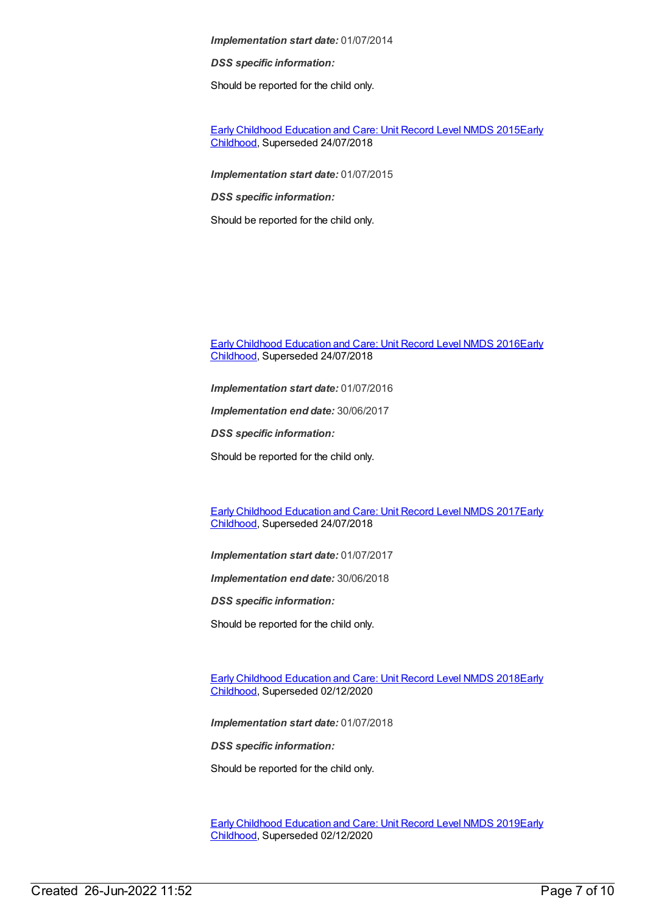*Implementation start date:* 01/07/2014

***DSS specific information:***

Should be reported for the child only.

[Early Childhood Education and Care: Unit Record Level NMDS 2015Early Childhood](), Superseded 24/07/2018

*Implementation start date:* 01/07/2015

***DSS specific information:***

Should be reported for the child only.

[Early Childhood Education and Care: Unit Record Level NMDS 2016Early Childhood](), Superseded 24/07/2018

*Implementation start date:* 01/07/2016

*Implementation end date:* 30/06/2017

***DSS specific information:***

Should be reported for the child only.

[Early Childhood Education and Care: Unit Record Level NMDS 2017Early Childhood](), Superseded 24/07/2018

*Implementation start date:* 01/07/2017

*Implementation end date:* 30/06/2018

***DSS specific information:***

Should be reported for the child only.

[Early Childhood Education and Care: Unit Record Level NMDS 2018Early Childhood](), Superseded 02/12/2020

*Implementation start date:* 01/07/2018

***DSS specific information:***

Should be reported for the child only.

[Early Childhood Education and Care: Unit Record Level NMDS 2019Early Childhood](), Superseded 02/12/2020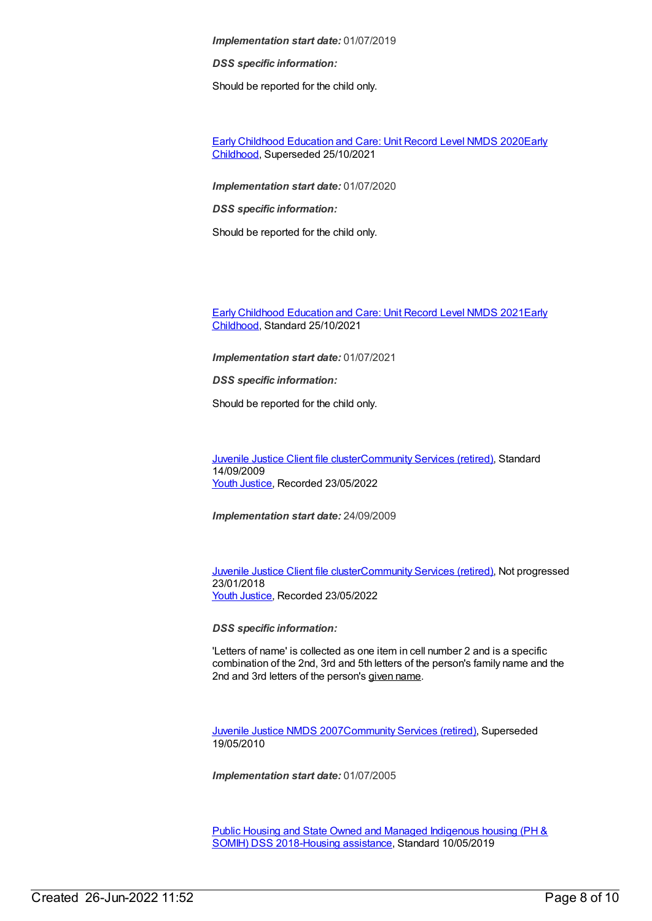***Implementation start date:*** 01/07/2019

***DSS specific information:***

Should be reported for the child only.

Early Childhood Education and Care: Unit Record Level NMDS 2020Early Childhood, Superseded 25/10/2021

***Implementation start date:*** 01/07/2020

***DSS specific information:***

Should be reported for the child only.

Early Childhood Education and Care: Unit Record Level NMDS 2021Early Childhood, Standard 25/10/2021

***Implementation start date:*** 01/07/2021

***DSS specific information:***

Should be reported for the child only.

Juvenile Justice Client file clusterCommunity Services (retired), Standard 14/09/2009
Youth Justice, Recorded 23/05/2022

***Implementation start date:*** 24/09/2009

Juvenile Justice Client file clusterCommunity Services (retired), Not progressed 23/01/2018
Youth Justice, Recorded 23/05/2022

***DSS specific information:***

'Letters of name' is collected as one item in cell number 2 and is a specific combination of the 2nd, 3rd and 5th letters of the person's family name and the 2nd and 3rd letters of the person's given name.

Juvenile Justice NMDS 2007Community Services (retired), Superseded 19/05/2010

***Implementation start date:*** 01/07/2005

Public Housing and State Owned and Managed Indigenous housing (PH & SOMIH) DSS 2018-Housing assistance, Standard 10/05/2019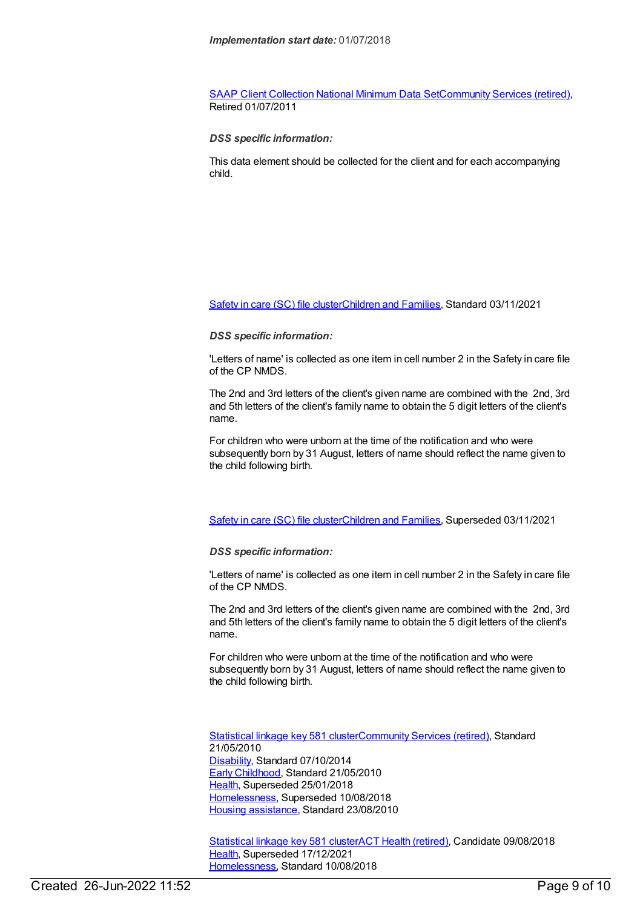*Implementation start date:* 01/07/2018

SAAP Client Collection National Minimum Data SetCommunity Services (retired), Retired 01/07/2011

*DSS specific information:*

This data element should be collected for the client and for each accompanying child.

Safety in care (SC) file clusterChildren and Families, Standard 03/11/2021

*DSS specific information:*

'Letters of name' is collected as one item in cell number 2 in the Safety in care file of the CP NMDS.

The 2nd and 3rd letters of the client's given name are combined with the 2nd, 3rd and 5th letters of the client's family name to obtain the 5 digit letters of the client's name.

For children who were unborn at the time of the notification and who were subsequently born by 31 August, letters of name should reflect the name given to the child following birth.

Safety in care (SC) file clusterChildren and Families, Superseded 03/11/2021

*DSS specific information:*

'Letters of name' is collected as one item in cell number 2 in the Safety in care file of the CP NMDS.

The 2nd and 3rd letters of the client's given name are combined with the 2nd, 3rd and 5th letters of the client's family name to obtain the 5 digit letters of the client's name.

For children who were unborn at the time of the notification and who were subsequently born by 31 August, letters of name should reflect the name given to the child following birth.

Statistical linkage key 581 clusterCommunity Services (retired), Standard 21/05/2010
Disability, Standard 07/10/2014
Early Childhood, Standard 21/05/2010
Health, Superseded 25/01/2018
Homelessness, Superseded 10/08/2018
Housing assistance, Standard 23/08/2010

Statistical linkage key 581 clusterACT Health (retired), Candidate 09/08/2018
Health, Superseded 17/12/2021
Homelessness, Standard 10/08/2018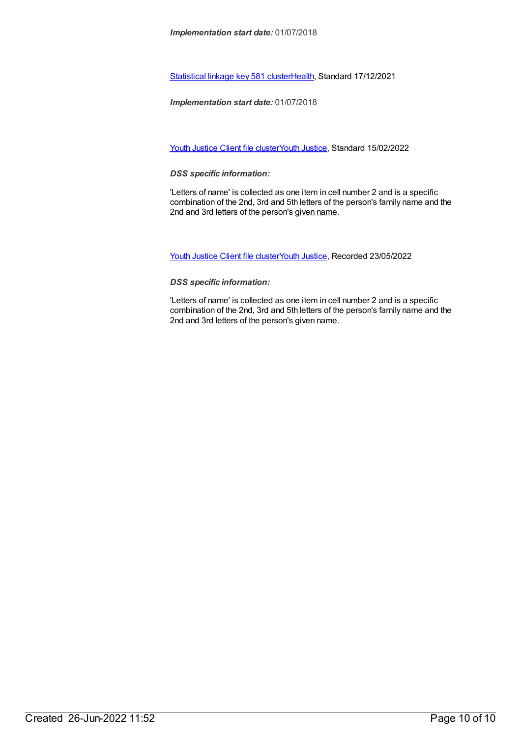***Implementation start date:*** 01/07/2018

Statistical linkage key 581 clusterHealth, Standard 17/12/2021

***Implementation start date:*** 01/07/2018

Youth Justice Client file clusterYouth Justice, Standard 15/02/2022

***DSS specific information:***

'Letters of name' is collected as one item in cell number 2 and is a specific combination of the 2nd, 3rd and 5th letters of the person's family name and the 2nd and 3rd letters of the person's given name.

Youth Justice Client file clusterYouth Justice, Recorded 23/05/2022

***DSS specific information:***

'Letters of name' is collected as one item in cell number 2 and is a specific combination of the 2nd, 3rd and 5th letters of the person's family name and the 2nd and 3rd letters of the person's given name.